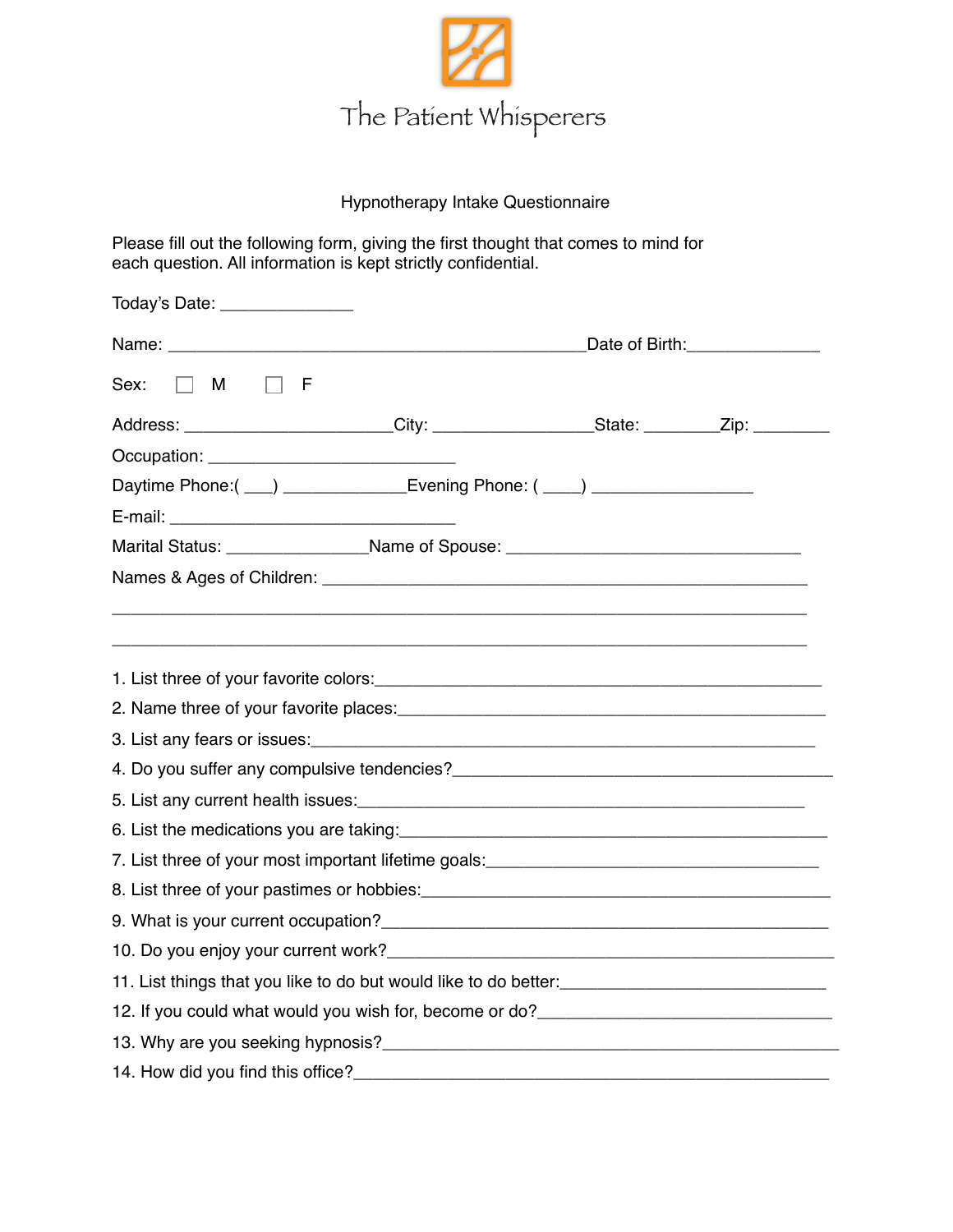# The Patient Whisperers

## Hypnotherapy Intake Questionnaire

Please fill out the following form, giving the first thought that comes to mind for each question. All information is kept strictly confidential.

Today's Date: ______________

Name: ____________________________________________Date of Birth:______________

Sex: ☐ M ☐ F

Address: ______________________City: _________________State: ________Zip: ________

Occupation: __________________________

Daytime Phone:( ___) _____________Evening Phone: ( ____) _________________

E-mail: ______________________________

Marital Status: _______________Name of Spouse: _______________________________

Names & Ages of Children: ___________________________________________________

_________________________________________________________________________

_________________________________________________________________________

1. List three of your favorite colors:_______________________________________________
2. Name three of your favorite places:_____________________________________________
3. List any fears or issues:_____________________________________________________
4. Do you suffer any compulsive tendencies?________________________________________
5. List any current health issues:_______________________________________________
6. List the medications you are taking:_____________________________________________
7. List three of your most important lifetime goals:___________________________________
8. List three of your pastimes or hobbies:___________________________________________
9. What is your current occupation?_______________________________________________
10. Do you enjoy your current work?_______________________________________________
11. List things that you like to do but would like to do better:____________________________
12. If you could what would you wish for, become or do?_______________________________
13. Why are you seeking hypnosis?_________________________________________________
14. How did you find this office?_________________________________________________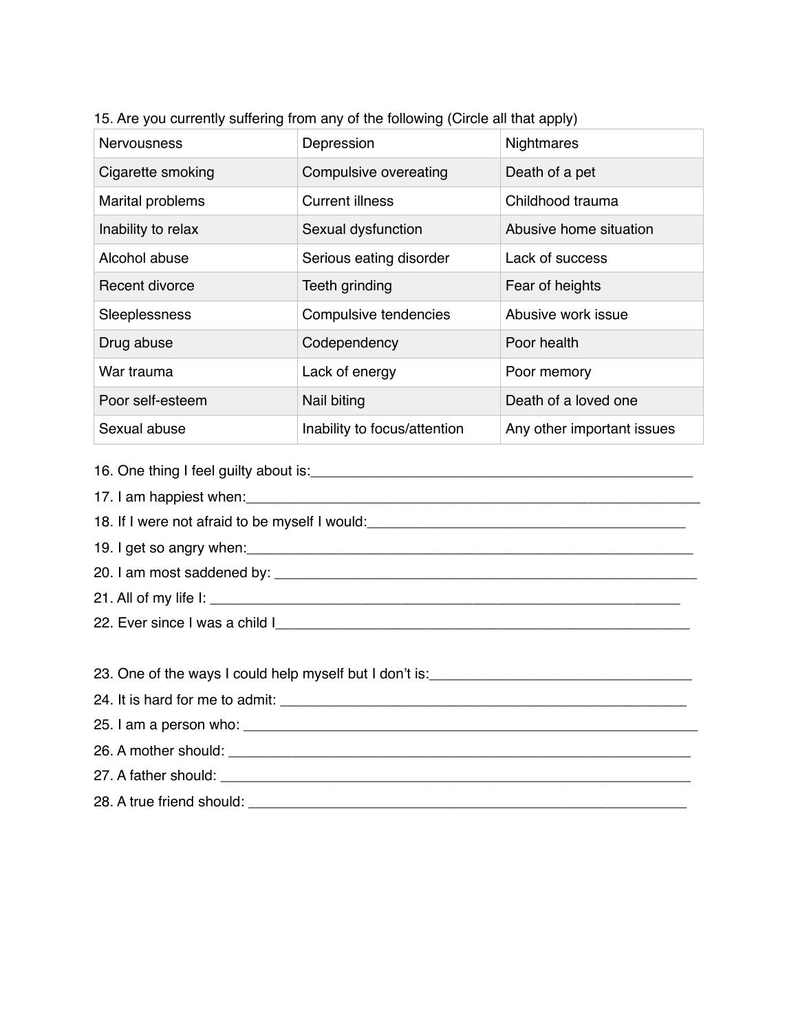15. Are you currently suffering from any of the following (Circle all that apply)

| | | |
|---|---|---|
| Nervousness | Depression | Nightmares |
| Cigarette smoking | Compulsive overeating | Death of a pet |
| Marital problems | Current illness | Childhood trauma |
| Inability to relax | Sexual dysfunction | Abusive home situation |
| Alcohol abuse | Serious eating disorder | Lack of success |
| Recent divorce | Teeth grinding | Fear of heights |
| Sleeplessness | Compulsive tendencies | Abusive work issue |
| Drug abuse | Codependency | Poor health |
| War trauma | Lack of energy | Poor memory |
| Poor self-esteem | Nail biting | Death of a loved one |
| Sexual abuse | Inability to focus/attention | Any other important issues |

16. One thing I feel guilty about is:_______________________________________________

17. I am happiest when:_______________________________________________________

18. If I were not afraid to be myself I would:_________________________________________

19. I get so angry when:_______________________________________________________

20. I am most saddened by: ____________________________________________________

21. All of my life I: _________________________________________________________

22. Ever since I was a child I__________________________________________________

23. One of the ways I could help myself but I don't is:______________________________

24. It is hard for me to admit: _________________________________________________

25. I am a person who: _______________________________________________________

26. A mother should: ________________________________________________________

27. A father should: _________________________________________________________

28. A true friend should: _____________________________________________________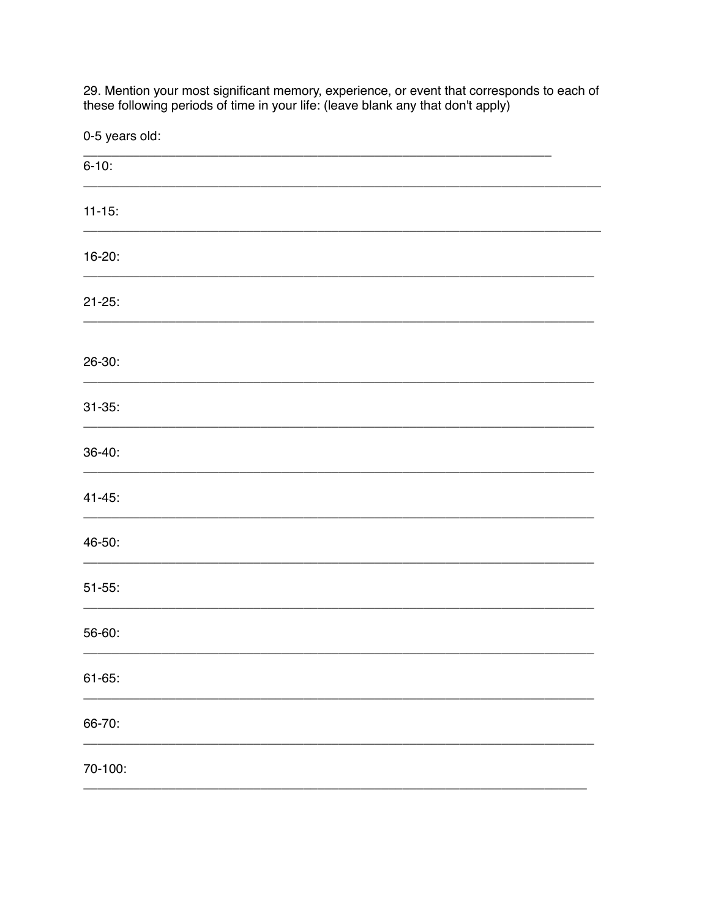29. Mention your most significant memory, experience, or event that corresponds to each of these following periods of time in your life: (leave blank any that don't apply)

0-5 years old:
____________________________________________________________

6-10:
____________________________________________________________

11-15:
____________________________________________________________

16-20:
____________________________________________________________

21-25:
____________________________________________________________

26-30:
____________________________________________________________

31-35:
____________________________________________________________

36-40:
____________________________________________________________

41-45:
____________________________________________________________

46-50:
____________________________________________________________

51-55:
____________________________________________________________

56-60:
____________________________________________________________

61-65:
____________________________________________________________

66-70:
____________________________________________________________

70-100:
____________________________________________________________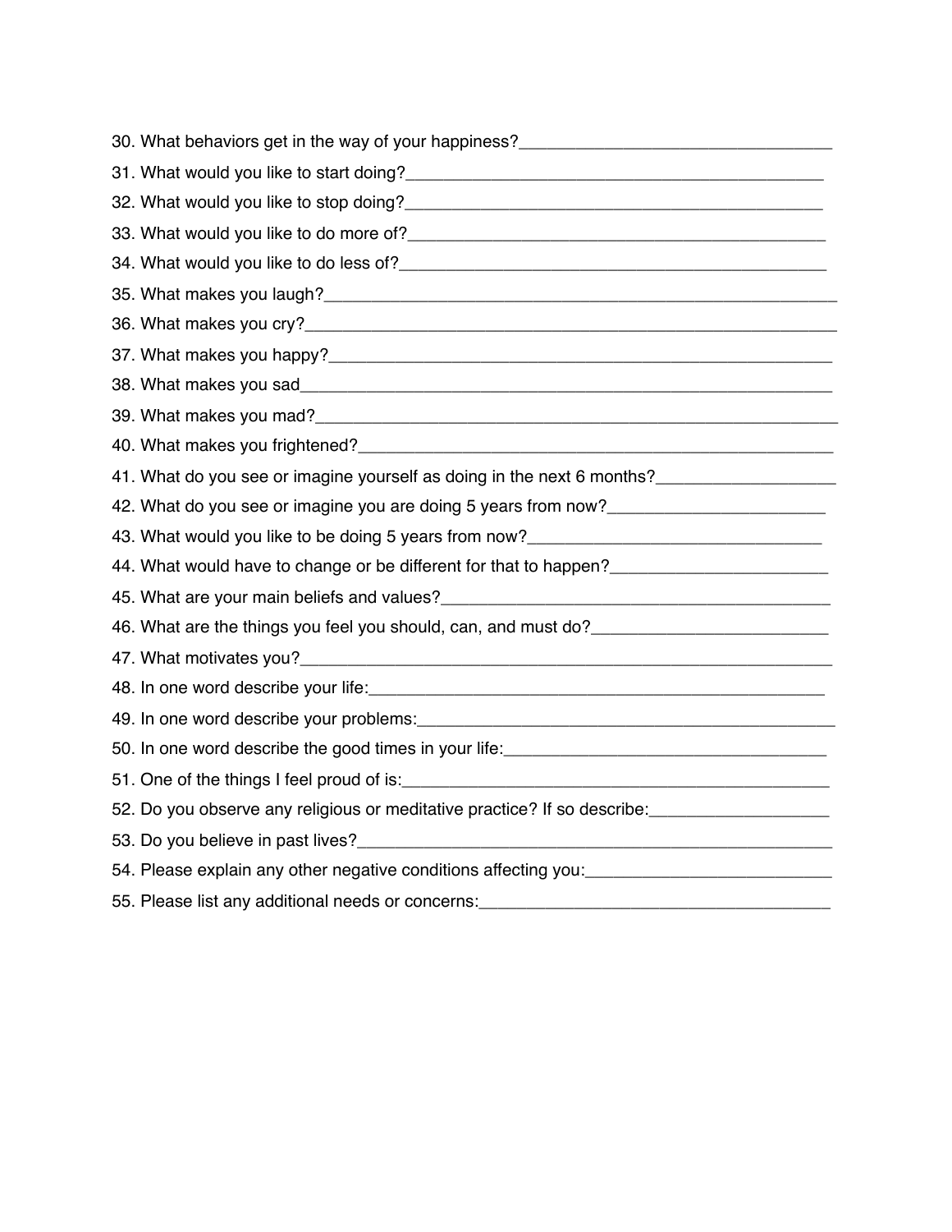30. What behaviors get in the way of your happiness?__________________________________
31. What would you like to start doing?______________________________________________
32. What would you like to stop doing?______________________________________________
33. What would you like to do more of?______________________________________________
34. What would you like to do less of?_______________________________________________
35. What makes you laugh?_______________________________________________________
36. What makes you cry?_________________________________________________________
37. What makes you happy?______________________________________________________
38. What makes you sad_________________________________________________________
39. What makes you mad?________________________________________________________
40. What makes you frightened?___________________________________________________
41. What do you see or imagine yourself as doing in the next 6 months?___________________
42. What do you see or imagine you are doing 5 years from now?_______________________
43. What would you like to be doing 5 years from now?________________________________
44. What would have to change or be different for that to happen?_______________________
45. What are your main beliefs and values?__________________________________________
46. What are the things you feel you should, can, and must do?_________________________
47. What motivates you?_________________________________________________________
48. In one word describe your life:__________________________________________________
49. In one word describe your problems:_____________________________________________
50. In one word describe the good times in your life:___________________________________
51. One of the things I feel proud of is:_____________________________________________
52. Do you observe any religious or meditative practice? If so describe:___________________
53. Do you believe in past lives?___________________________________________________
54. Please explain any other negative conditions affecting you:__________________________
55. Please list any additional needs or concerns:______________________________________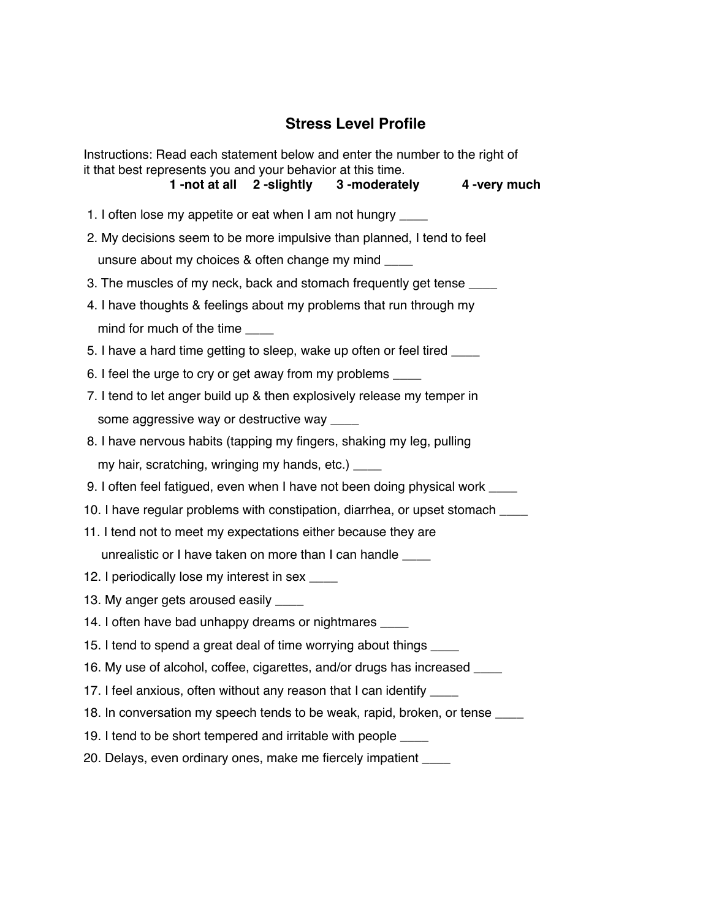# Stress Level Profile

Instructions: Read each statement below and enter the number to the right of it that best represents you and your behavior at this time.

**1 -not at all 2 -slightly 3 -moderately 4 -very much**

1. I often lose my appetite or eat when I am not hungry ____
2. My decisions seem to be more impulsive than planned, I tend to feel unsure about my choices & often change my mind ____
3. The muscles of my neck, back and stomach frequently get tense ____
4. I have thoughts & feelings about my problems that run through my mind for much of the time ____
5. I have a hard time getting to sleep, wake up often or feel tired ____
6. I feel the urge to cry or get away from my problems ____
7. I tend to let anger build up & then explosively release my temper in some aggressive way or destructive way ____
8. I have nervous habits (tapping my fingers, shaking my leg, pulling my hair, scratching, wringing my hands, etc.) ____
9. I often feel fatigued, even when I have not been doing physical work ____
10. I have regular problems with constipation, diarrhea, or upset stomach ____
11. I tend not to meet my expectations either because they are unrealistic or I have taken on more than I can handle ____
12. I periodically lose my interest in sex ____
13. My anger gets aroused easily ____
14. I often have bad unhappy dreams or nightmares ____
15. I tend to spend a great deal of time worrying about things ____
16. My use of alcohol, coffee, cigarettes, and/or drugs has increased ____
17. I feel anxious, often without any reason that I can identify ____
18. In conversation my speech tends to be weak, rapid, broken, or tense ____
19. I tend to be short tempered and irritable with people ____
20. Delays, even ordinary ones, make me fiercely impatient ____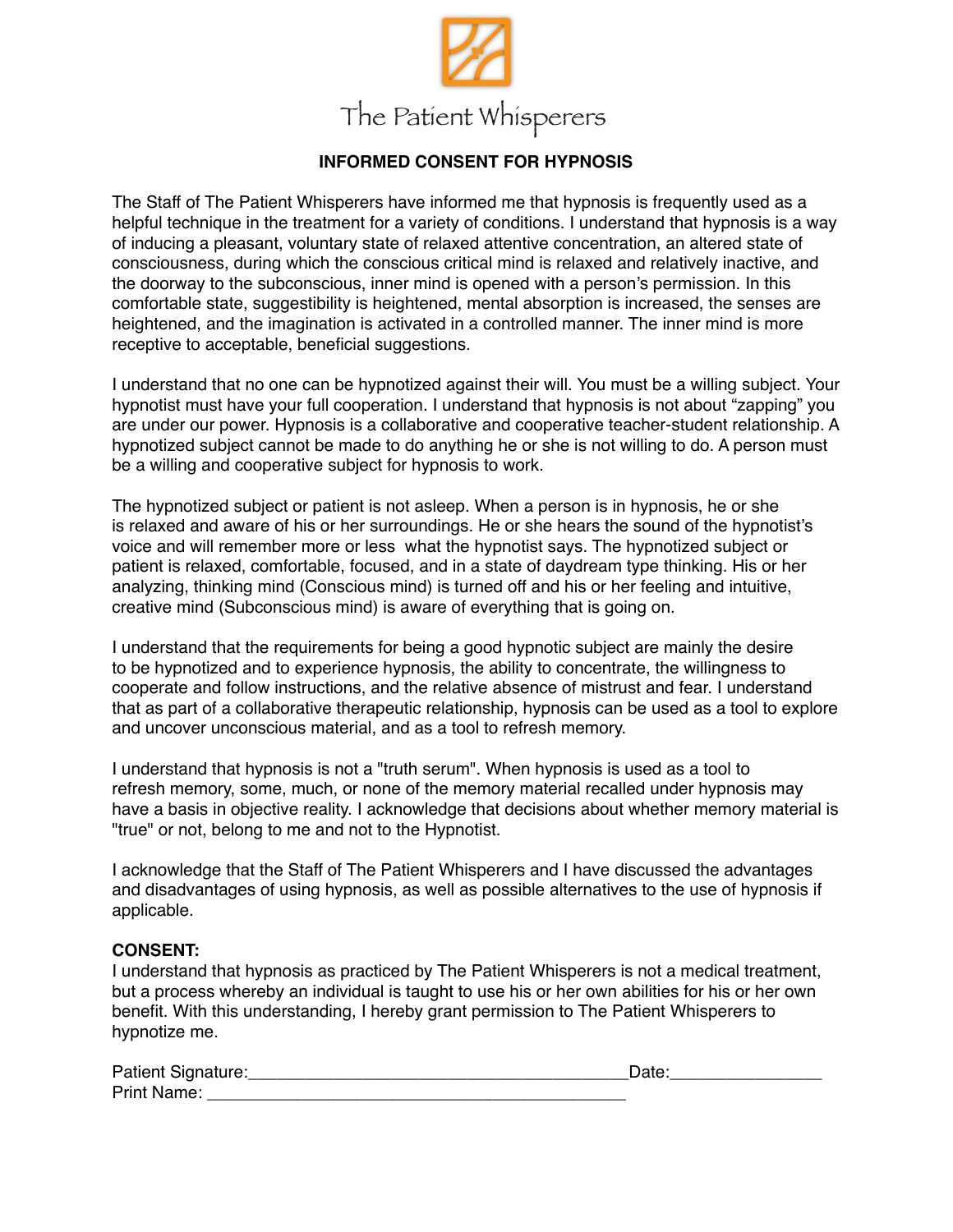The Patient Whisperers

**INFORMED CONSENT FOR HYPNOSIS**

The Staff of The Patient Whisperers have informed me that hypnosis is frequently used as a helpful technique in the treatment for a variety of conditions. I understand that hypnosis is a way of inducing a pleasant, voluntary state of relaxed attentive concentration, an altered state of consciousness, during which the conscious critical mind is relaxed and relatively inactive, and the doorway to the subconscious, inner mind is opened with a person's permission. In this comfortable state, suggestibility is heightened, mental absorption is increased, the senses are heightened, and the imagination is activated in a controlled manner. The inner mind is more receptive to acceptable, beneficial suggestions.

I understand that no one can be hypnotized against their will. You must be a willing subject. Your hypnotist must have your full cooperation. I understand that hypnosis is not about "zapping" you are under our power. Hypnosis is a collaborative and cooperative teacher-student relationship. A hypnotized subject cannot be made to do anything he or she is not willing to do. A person must be a willing and cooperative subject for hypnosis to work.

The hypnotized subject or patient is not asleep. When a person is in hypnosis, he or she is relaxed and aware of his or her surroundings. He or she hears the sound of the hypnotist's voice and will remember more or less what the hypnotist says. The hypnotized subject or patient is relaxed, comfortable, focused, and in a state of daydream type thinking. His or her analyzing, thinking mind (Conscious mind) is turned off and his or her feeling and intuitive, creative mind (Subconscious mind) is aware of everything that is going on.

I understand that the requirements for being a good hypnotic subject are mainly the desire to be hypnotized and to experience hypnosis, the ability to concentrate, the willingness to cooperate and follow instructions, and the relative absence of mistrust and fear. I understand that as part of a collaborative therapeutic relationship, hypnosis can be used as a tool to explore and uncover unconscious material, and as a tool to refresh memory.

I understand that hypnosis is not a "truth serum". When hypnosis is used as a tool to refresh memory, some, much, or none of the memory material recalled under hypnosis may have a basis in objective reality. I acknowledge that decisions about whether memory material is "true" or not, belong to me and not to the Hypnotist.

I acknowledge that the Staff of The Patient Whisperers and I have discussed the advantages and disadvantages of using hypnosis, as well as possible alternatives to the use of hypnosis if applicable.

**CONSENT:**
I understand that hypnosis as practiced by The Patient Whisperers is not a medical treatment, but a process whereby an individual is taught to use his or her own abilities for his or her own benefit. With this understanding, I hereby grant permission to The Patient Whisperers to hypnotize me.

Patient Signature:_________________________________________Date:________________
Print Name: _____________________________________________